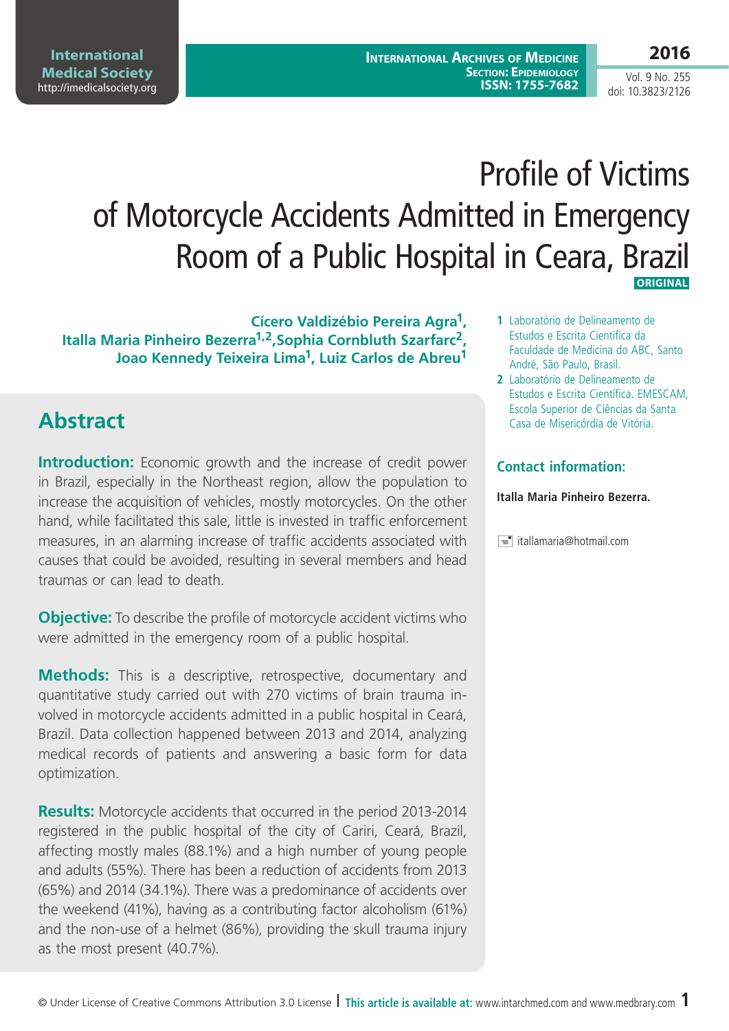# Profile of Victims of Motorcycle Accidents Admitted in Emergency Room of a Public Hospital in Ceara, Brazil

ORIGINAL

**Cícero Valdizébio Pereira Agra[1], Italla Maria Pinheiro Bezerra[1,2], Sophia Cornbluth Szarfarc[2], Joao Kennedy Teixeira Lima[1], Luiz Carlos de Abreu[1]**

1 Laboratório de Delineamento de Estudos e Escrita Científica da Faculdade de Medicina do ABC, Santo André, São Paulo, Brasil.

2 Laboratório de Delineamento de Estudos e Escrita Científica. EMESCAM, Escola Superior de Ciências da Santa Casa de Misericórdia de Vitória.

### Contact information:

**Italla Maria Pinheiro Bezerra.**

itallamaria@hotmail.com

## Abstract

**Introduction:** Economic growth and the increase of credit power in Brazil, especially in the Northeast region, allow the population to increase the acquisition of vehicles, mostly motorcycles. On the other hand, while facilitated this sale, little is invested in traffic enforcement measures, in an alarming increase of traffic accidents associated with causes that could be avoided, resulting in several members and head traumas or can lead to death.

**Objective:** To describe the profile of motorcycle accident victims who were admitted in the emergency room of a public hospital.

**Methods:** This is a descriptive, retrospective, documentary and quantitative study carried out with 270 victims of brain trauma involved in motorcycle accidents admitted in a public hospital in Ceará, Brazil. Data collection happened between 2013 and 2014, analyzing medical records of patients and answering a basic form for data optimization.

**Results:** Motorcycle accidents that occurred in the period 2013-2014 registered in the public hospital of the city of Cariri, Ceará, Brazil, affecting mostly males (88.1%) and a high number of young people and adults (55%). There has been a reduction of accidents from 2013 (65%) and 2014 (34.1%). There was a predominance of accidents over the weekend (41%), having as a contributing factor alcoholism (61%) and the non-use of a helmet (86%), providing the skull trauma injury as the most present (40.7%).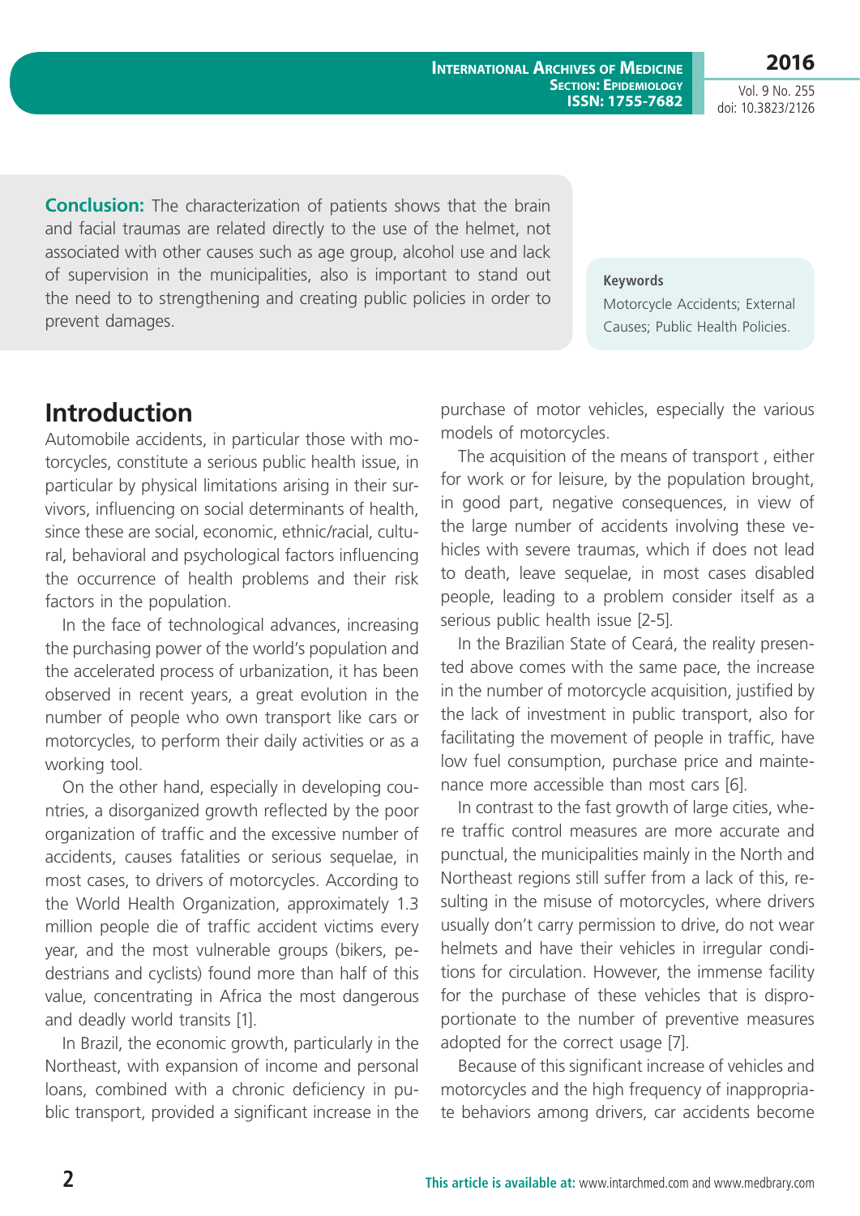**Conclusion:** The characterization of patients shows that the brain and facial traumas are related directly to the use of the helmet, not associated with other causes such as age group, alcohol use and lack of supervision in the municipalities, also is important to stand out the need to to strengthening and creating public policies in order to prevent damages.

**Keywords**

Motorcycle Accidents; External Causes; Public Health Policies.

## Introduction

Automobile accidents, in particular those with motorcycles, constitute a serious public health issue, in particular by physical limitations arising in their survivors, influencing on social determinants of health, since these are social, economic, ethnic/racial, cultural, behavioral and psychological factors influencing the occurrence of health problems and their risk factors in the population.

In the face of technological advances, increasing the purchasing power of the world's population and the accelerated process of urbanization, it has been observed in recent years, a great evolution in the number of people who own transport like cars or motorcycles, to perform their daily activities or as a working tool.

On the other hand, especially in developing countries, a disorganized growth reflected by the poor organization of traffic and the excessive number of accidents, causes fatalities or serious sequelae, in most cases, to drivers of motorcycles. According to the World Health Organization, approximately 1.3 million people die of traffic accident victims every year, and the most vulnerable groups (bikers, pedestrians and cyclists) found more than half of this value, concentrating in Africa the most dangerous and deadly world transits [1].

In Brazil, the economic growth, particularly in the Northeast, with expansion of income and personal loans, combined with a chronic deficiency in public transport, provided a significant increase in the purchase of motor vehicles, especially the various models of motorcycles.

The acquisition of the means of transport , either for work or for leisure, by the population brought, in good part, negative consequences, in view of the large number of accidents involving these vehicles with severe traumas, which if does not lead to death, leave sequelae, in most cases disabled people, leading to a problem consider itself as a serious public health issue [2-5].

In the Brazilian State of Ceará, the reality presented above comes with the same pace, the increase in the number of motorcycle acquisition, justified by the lack of investment in public transport, also for facilitating the movement of people in traffic, have low fuel consumption, purchase price and maintenance more accessible than most cars [6].

In contrast to the fast growth of large cities, where traffic control measures are more accurate and punctual, the municipalities mainly in the North and Northeast regions still suffer from a lack of this, resulting in the misuse of motorcycles, where drivers usually don't carry permission to drive, do not wear helmets and have their vehicles in irregular conditions for circulation. However, the immense facility for the purchase of these vehicles that is disproportionate to the number of preventive measures adopted for the correct usage [7].

Because of this significant increase of vehicles and motorcycles and the high frequency of inappropriate behaviors among drivers, car accidents become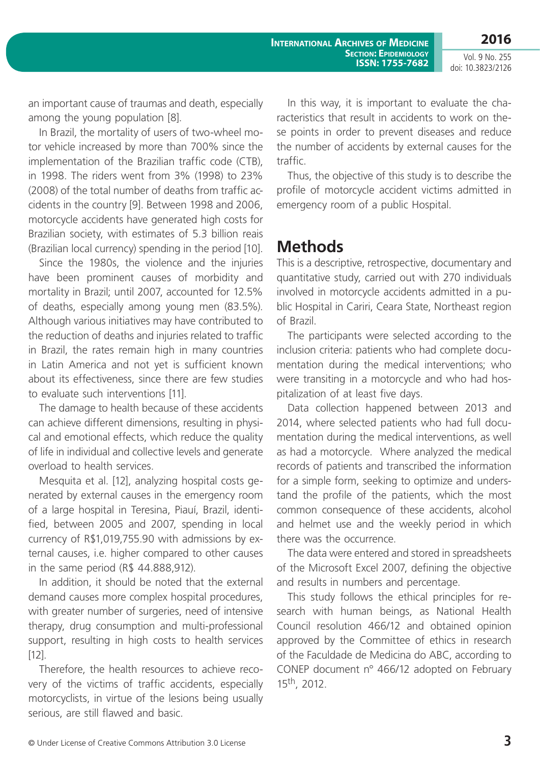an important cause of traumas and death, especially among the young population [8].

In Brazil, the mortality of users of two-wheel motor vehicle increased by more than 700% since the implementation of the Brazilian traffic code (CTB), in 1998. The riders went from 3% (1998) to 23% (2008) of the total number of deaths from traffic accidents in the country [9]. Between 1998 and 2006, motorcycle accidents have generated high costs for Brazilian society, with estimates of 5.3 billion reais (Brazilian local currency) spending in the period [10].

Since the 1980s, the violence and the injuries have been prominent causes of morbidity and mortality in Brazil; until 2007, accounted for 12.5% of deaths, especially among young men (83.5%). Although various initiatives may have contributed to the reduction of deaths and injuries related to traffic in Brazil, the rates remain high in many countries in Latin America and not yet is sufficient known about its effectiveness, since there are few studies to evaluate such interventions [11].

The damage to health because of these accidents can achieve different dimensions, resulting in physical and emotional effects, which reduce the quality of life in individual and collective levels and generate overload to health services.

Mesquita et al. [12], analyzing hospital costs generated by external causes in the emergency room of a large hospital in Teresina, Piauí, Brazil, identified, between 2005 and 2007, spending in local currency of R$1,019,755.90 with admissions by external causes, i.e. higher compared to other causes in the same period (R$ 44.888,912).

In addition, it should be noted that the external demand causes more complex hospital procedures, with greater number of surgeries, need of intensive therapy, drug consumption and multi-professional support, resulting in high costs to health services [12].

Therefore, the health resources to achieve recovery of the victims of traffic accidents, especially motorcyclists, in virtue of the lesions being usually serious, are still flawed and basic.

In this way, it is important to evaluate the characteristics that result in accidents to work on these points in order to prevent diseases and reduce the number of accidents by external causes for the traffic.

Thus, the objective of this study is to describe the profile of motorcycle accident victims admitted in emergency room of a public Hospital.

## Methods

This is a descriptive, retrospective, documentary and quantitative study, carried out with 270 individuals involved in motorcycle accidents admitted in a public Hospital in Cariri, Ceara State, Northeast region of Brazil.

The participants were selected according to the inclusion criteria: patients who had complete documentation during the medical interventions; who were transiting in a motorcycle and who had hospitalization of at least five days.

Data collection happened between 2013 and 2014, where selected patients who had full documentation during the medical interventions, as well as had a motorcycle. Where analyzed the medical records of patients and transcribed the information for a simple form, seeking to optimize and understand the profile of the patients, which the most common consequence of these accidents, alcohol and helmet use and the weekly period in which there was the occurrence.

The data were entered and stored in spreadsheets of the Microsoft Excel 2007, defining the objective and results in numbers and percentage.

This study follows the ethical principles for research with human beings, as National Health Council resolution 466/12 and obtained opinion approved by the Committee of ethics in research of the Faculdade de Medicina do ABC, according to CONEP document n° 466/12 adopted on February 15th, 2012.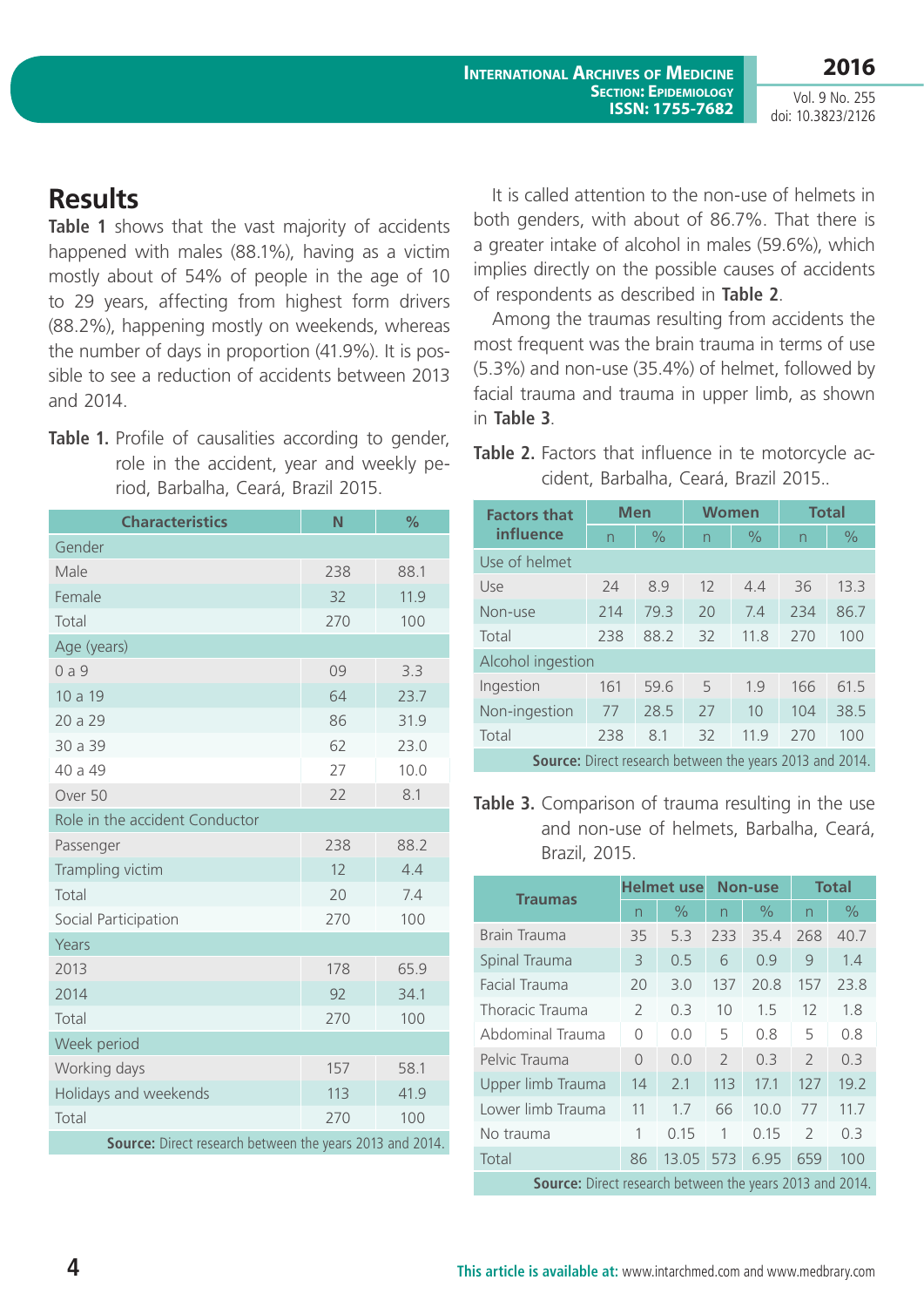## Results

**Table 1** shows that the vast majority of accidents happened with males (88.1%), having as a victim mostly about of 54% of people in the age of 10 to 29 years, affecting from highest form drivers (88.2%), happening mostly on weekends, whereas the number of days in proportion (41.9%). It is possible to see a reduction of accidents between 2013 and 2014.

**Table 1.** Profile of causalities according to gender, role in the accident, year and weekly period, Barbalha, Ceará, Brazil 2015.

| Characteristics | N | % |
|---|---|---|
| Gender | | |
| Male | 238 | 88.1 |
| Female | 32 | 11.9 |
| Total | 270 | 100 |
| Age (years) | | |
| 0 a 9 | 09 | 3.3 |
| 10 a 19 | 64 | 23.7 |
| 20 a 29 | 86 | 31.9 |
| 30 a 39 | 62 | 23.0 |
| 40 a 49 | 27 | 10.0 |
| Over 50 | 22 | 8.1 |
| Role in the accident Conductor | | |
| Passenger | 238 | 88.2 |
| Trampling victim | 12 | 4.4 |
| Total | 20 | 7.4 |
| Social Participation | 270 | 100 |
| Years | | |
| 2013 | 178 | 65.9 |
| 2014 | 92 | 34.1 |
| Total | 270 | 100 |
| Week period | | |
| Working days | 157 | 58.1 |
| Holidays and weekends | 113 | 41.9 |
| Total | 270 | 100 |

**Source:** Direct research between the years 2013 and 2014.

It is called attention to the non-use of helmets in both genders, with about of 86.7%. That there is a greater intake of alcohol in males (59.6%), which implies directly on the possible causes of accidents of respondents as described in **Table 2**.

Among the traumas resulting from accidents the most frequent was the brain trauma in terms of use (5.3%) and non-use (35.4%) of helmet, followed by facial trauma and trauma in upper limb, as shown in **Table 3**.

**Table 2.** Factors that influence in te motorcycle accident, Barbalha, Ceará, Brazil 2015..

| Factors that influence | Men | | Women | | Total | |
|---|---|---|---|---|---|---|
| | n | % | n | % | n | % |
| Use of helmet | | | | | | |
| Use | 24 | 8.9 | 12 | 4.4 | 36 | 13.3 |
| Non-use | 214 | 79.3 | 20 | 7.4 | 234 | 86.7 |
| Total | 238 | 88.2 | 32 | 11.8 | 270 | 100 |
| Alcohol ingestion | | | | | | |
| Ingestion | 161 | 59.6 | 5 | 1.9 | 166 | 61.5 |
| Non-ingestion | 77 | 28.5 | 27 | 10 | 104 | 38.5 |
| Total | 238 | 8.1 | 32 | 11.9 | 270 | 100 |

**Source:** Direct research between the years 2013 and 2014.

**Table 3.** Comparison of trauma resulting in the use and non-use of helmets, Barbalha, Ceará, Brazil, 2015.

| Traumas | Helmet use | | Non-use | | Total | |
|---|---|---|---|---|---|---|
| | n | % | n | % | n | % |
| Brain Trauma | 35 | 5.3 | 233 | 35.4 | 268 | 40.7 |
| Spinal Trauma | 3 | 0.5 | 6 | 0.9 | 9 | 1.4 |
| Facial Trauma | 20 | 3.0 | 137 | 20.8 | 157 | 23.8 |
| Thoracic Trauma | 2 | 0.3 | 10 | 1.5 | 12 | 1.8 |
| Abdominal Trauma | 0 | 0.0 | 5 | 0.8 | 5 | 0.8 |
| Pelvic Trauma | 0 | 0.0 | 2 | 0.3 | 2 | 0.3 |
| Upper limb Trauma | 14 | 2.1 | 113 | 17.1 | 127 | 19.2 |
| Lower limb Trauma | 11 | 1.7 | 66 | 10.0 | 77 | 11.7 |
| No trauma | 1 | 0.15 | 1 | 0.15 | 2 | 0.3 |
| Total | 86 | 13.05 | 573 | 6.95 | 659 | 100 |

**Source:** Direct research between the years 2013 and 2014.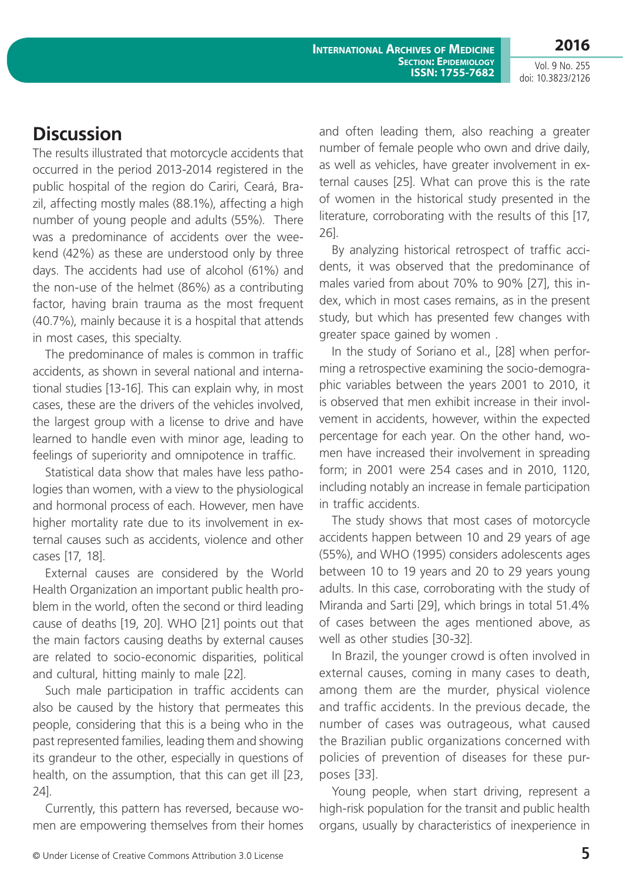## Discussion

The results illustrated that motorcycle accidents that occurred in the period 2013-2014 registered in the public hospital of the region do Cariri, Ceará, Brazil, affecting mostly males (88.1%), affecting a high number of young people and adults (55%). There was a predominance of accidents over the weekend (42%) as these are understood only by three days. The accidents had use of alcohol (61%) and the non-use of the helmet (86%) as a contributing factor, having brain trauma as the most frequent (40.7%), mainly because it is a hospital that attends in most cases, this specialty.

The predominance of males is common in traffic accidents, as shown in several national and international studies [13-16]. This can explain why, in most cases, these are the drivers of the vehicles involved, the largest group with a license to drive and have learned to handle even with minor age, leading to feelings of superiority and omnipotence in traffic.

Statistical data show that males have less pathologies than women, with a view to the physiological and hormonal process of each. However, men have higher mortality rate due to its involvement in external causes such as accidents, violence and other cases [17, 18].

External causes are considered by the World Health Organization an important public health problem in the world, often the second or third leading cause of deaths [19, 20]. WHO [21] points out that the main factors causing deaths by external causes are related to socio-economic disparities, political and cultural, hitting mainly to male [22].

Such male participation in traffic accidents can also be caused by the history that permeates this people, considering that this is a being who in the past represented families, leading them and showing its grandeur to the other, especially in questions of health, on the assumption, that this can get ill [23, 24].

Currently, this pattern has reversed, because women are empowering themselves from their homes and often leading them, also reaching a greater number of female people who own and drive daily, as well as vehicles, have greater involvement in external causes [25]. What can prove this is the rate of women in the historical study presented in the literature, corroborating with the results of this [17, 26].

By analyzing historical retrospect of traffic accidents, it was observed that the predominance of males varied from about 70% to 90% [27], this index, which in most cases remains, as in the present study, but which has presented few changes with greater space gained by women .

In the study of Soriano et al., [28] when performing a retrospective examining the socio-demographic variables between the years 2001 to 2010, it is observed that men exhibit increase in their involvement in accidents, however, within the expected percentage for each year. On the other hand, women have increased their involvement in spreading form; in 2001 were 254 cases and in 2010, 1120, including notably an increase in female participation in traffic accidents.

The study shows that most cases of motorcycle accidents happen between 10 and 29 years of age (55%), and WHO (1995) considers adolescents ages between 10 to 19 years and 20 to 29 years young adults. In this case, corroborating with the study of Miranda and Sarti [29], which brings in total 51.4% of cases between the ages mentioned above, as well as other studies [30-32].

In Brazil, the younger crowd is often involved in external causes, coming in many cases to death, among them are the murder, physical violence and traffic accidents. In the previous decade, the number of cases was outrageous, what caused the Brazilian public organizations concerned with policies of prevention of diseases for these purposes [33].

Young people, when start driving, represent a high-risk population for the transit and public health organs, usually by characteristics of inexperience in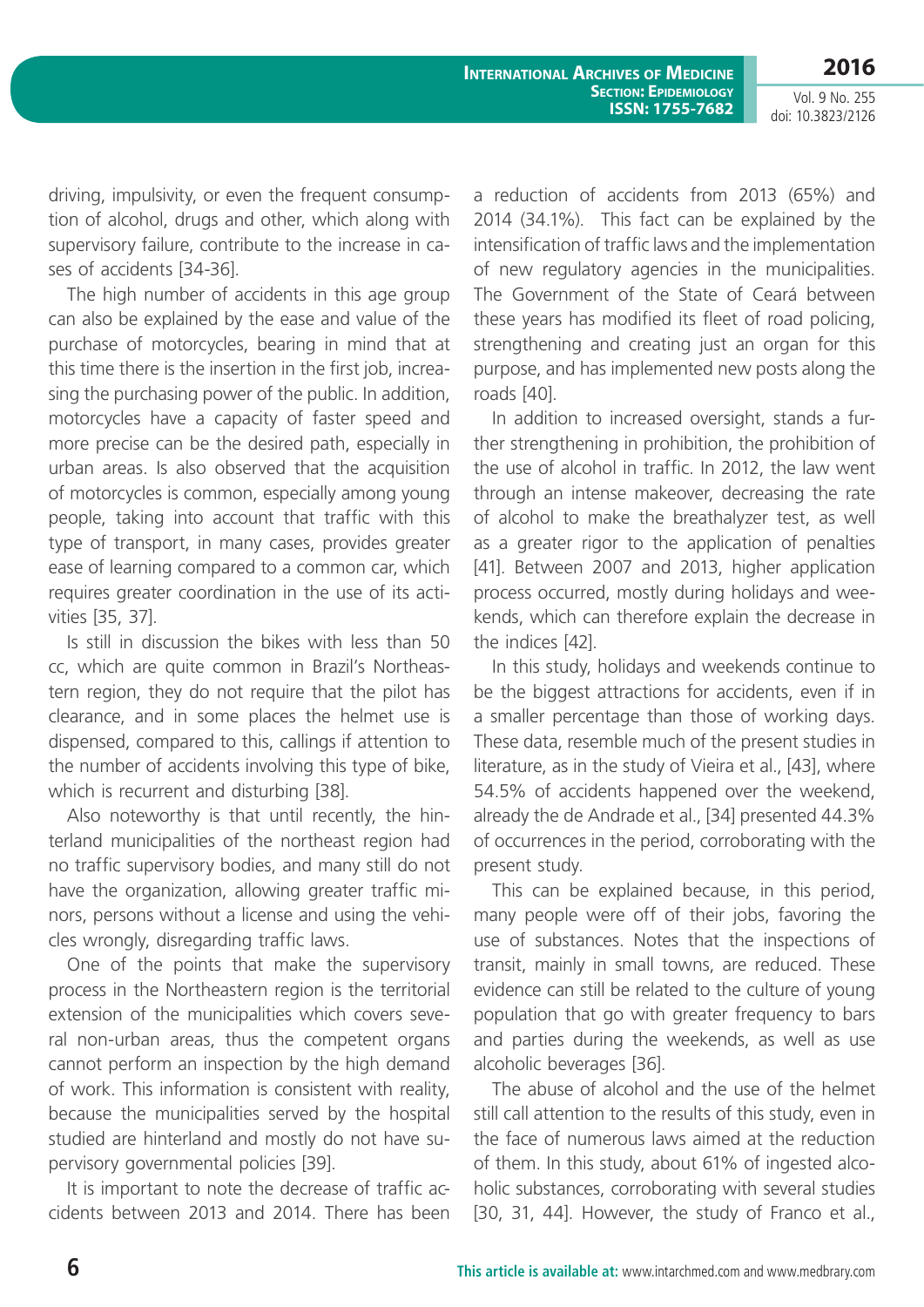driving, impulsivity, or even the frequent consumption of alcohol, drugs and other, which along with supervisory failure, contribute to the increase in cases of accidents [34-36].

The high number of accidents in this age group can also be explained by the ease and value of the purchase of motorcycles, bearing in mind that at this time there is the insertion in the first job, increasing the purchasing power of the public. In addition, motorcycles have a capacity of faster speed and more precise can be the desired path, especially in urban areas. Is also observed that the acquisition of motorcycles is common, especially among young people, taking into account that traffic with this type of transport, in many cases, provides greater ease of learning compared to a common car, which requires greater coordination in the use of its activities [35, 37].

Is still in discussion the bikes with less than 50 cc, which are quite common in Brazil's Northeastern region, they do not require that the pilot has clearance, and in some places the helmet use is dispensed, compared to this, callings if attention to the number of accidents involving this type of bike, which is recurrent and disturbing [38].

Also noteworthy is that until recently, the hinterland municipalities of the northeast region had no traffic supervisory bodies, and many still do not have the organization, allowing greater traffic minors, persons without a license and using the vehicles wrongly, disregarding traffic laws.

One of the points that make the supervisory process in the Northeastern region is the territorial extension of the municipalities which covers several non-urban areas, thus the competent organs cannot perform an inspection by the high demand of work. This information is consistent with reality, because the municipalities served by the hospital studied are hinterland and mostly do not have supervisory governmental policies [39].

It is important to note the decrease of traffic accidents between 2013 and 2014. There has been a reduction of accidents from 2013 (65%) and 2014 (34.1%). This fact can be explained by the intensification of traffic laws and the implementation of new regulatory agencies in the municipalities. The Government of the State of Ceará between these years has modified its fleet of road policing, strengthening and creating just an organ for this purpose, and has implemented new posts along the roads [40].

In addition to increased oversight, stands a further strengthening in prohibition, the prohibition of the use of alcohol in traffic. In 2012, the law went through an intense makeover, decreasing the rate of alcohol to make the breathalyzer test, as well as a greater rigor to the application of penalties [41]. Between 2007 and 2013, higher application process occurred, mostly during holidays and weekends, which can therefore explain the decrease in the indices [42].

In this study, holidays and weekends continue to be the biggest attractions for accidents, even if in a smaller percentage than those of working days. These data, resemble much of the present studies in literature, as in the study of Vieira et al., [43], where 54.5% of accidents happened over the weekend, already the de Andrade et al., [34] presented 44.3% of occurrences in the period, corroborating with the present study.

This can be explained because, in this period, many people were off of their jobs, favoring the use of substances. Notes that the inspections of transit, mainly in small towns, are reduced. These evidence can still be related to the culture of young population that go with greater frequency to bars and parties during the weekends, as well as use alcoholic beverages [36].

The abuse of alcohol and the use of the helmet still call attention to the results of this study, even in the face of numerous laws aimed at the reduction of them. In this study, about 61% of ingested alcoholic substances, corroborating with several studies [30, 31, 44]. However, the study of Franco et al.,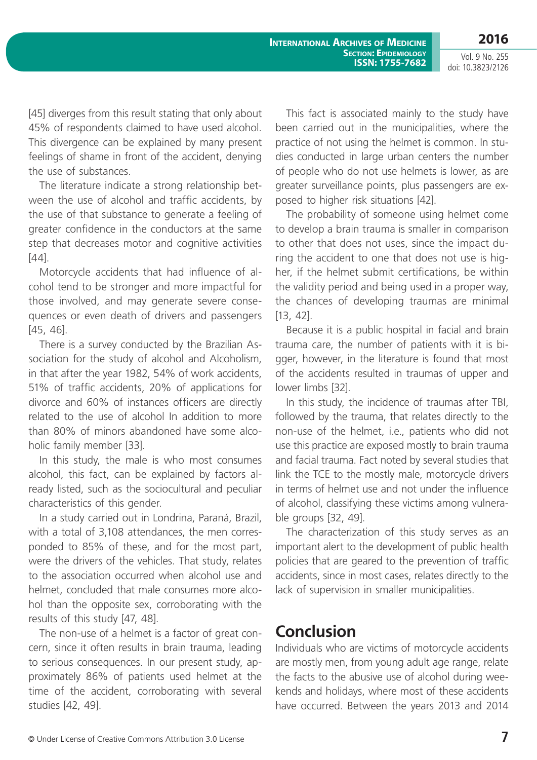[45] diverges from this result stating that only about 45% of respondents claimed to have used alcohol. This divergence can be explained by many present feelings of shame in front of the accident, denying the use of substances.

The literature indicate a strong relationship between the use of alcohol and traffic accidents, by the use of that substance to generate a feeling of greater confidence in the conductors at the same step that decreases motor and cognitive activities [44].

Motorcycle accidents that had influence of alcohol tend to be stronger and more impactful for those involved, and may generate severe consequences or even death of drivers and passengers [45, 46].

There is a survey conducted by the Brazilian Association for the study of alcohol and Alcoholism, in that after the year 1982, 54% of work accidents, 51% of traffic accidents, 20% of applications for divorce and 60% of instances officers are directly related to the use of alcohol In addition to more than 80% of minors abandoned have some alcoholic family member [33].

In this study, the male is who most consumes alcohol, this fact, can be explained by factors already listed, such as the sociocultural and peculiar characteristics of this gender.

In a study carried out in Londrina, Paraná, Brazil, with a total of 3,108 attendances, the men corresponded to 85% of these, and for the most part, were the drivers of the vehicles. That study, relates to the association occurred when alcohol use and helmet, concluded that male consumes more alcohol than the opposite sex, corroborating with the results of this study [47, 48].

The non-use of a helmet is a factor of great concern, since it often results in brain trauma, leading to serious consequences. In our present study, approximately 86% of patients used helmet at the time of the accident, corroborating with several studies [42, 49].

This fact is associated mainly to the study have been carried out in the municipalities, where the practice of not using the helmet is common. In studies conducted in large urban centers the number of people who do not use helmets is lower, as are greater surveillance points, plus passengers are exposed to higher risk situations [42].

The probability of someone using helmet come to develop a brain trauma is smaller in comparison to other that does not uses, since the impact during the accident to one that does not use is higher, if the helmet submit certifications, be within the validity period and being used in a proper way, the chances of developing traumas are minimal [13, 42].

Because it is a public hospital in facial and brain trauma care, the number of patients with it is bigger, however, in the literature is found that most of the accidents resulted in traumas of upper and lower limbs [32].

In this study, the incidence of traumas after TBI, followed by the trauma, that relates directly to the non-use of the helmet, i.e., patients who did not use this practice are exposed mostly to brain trauma and facial trauma. Fact noted by several studies that link the TCE to the mostly male, motorcycle drivers in terms of helmet use and not under the influence of alcohol, classifying these victims among vulnerable groups [32, 49].

The characterization of this study serves as an important alert to the development of public health policies that are geared to the prevention of traffic accidents, since in most cases, relates directly to the lack of supervision in smaller municipalities.

## Conclusion

Individuals who are victims of motorcycle accidents are mostly men, from young adult age range, relate the facts to the abusive use of alcohol during weekends and holidays, where most of these accidents have occurred. Between the years 2013 and 2014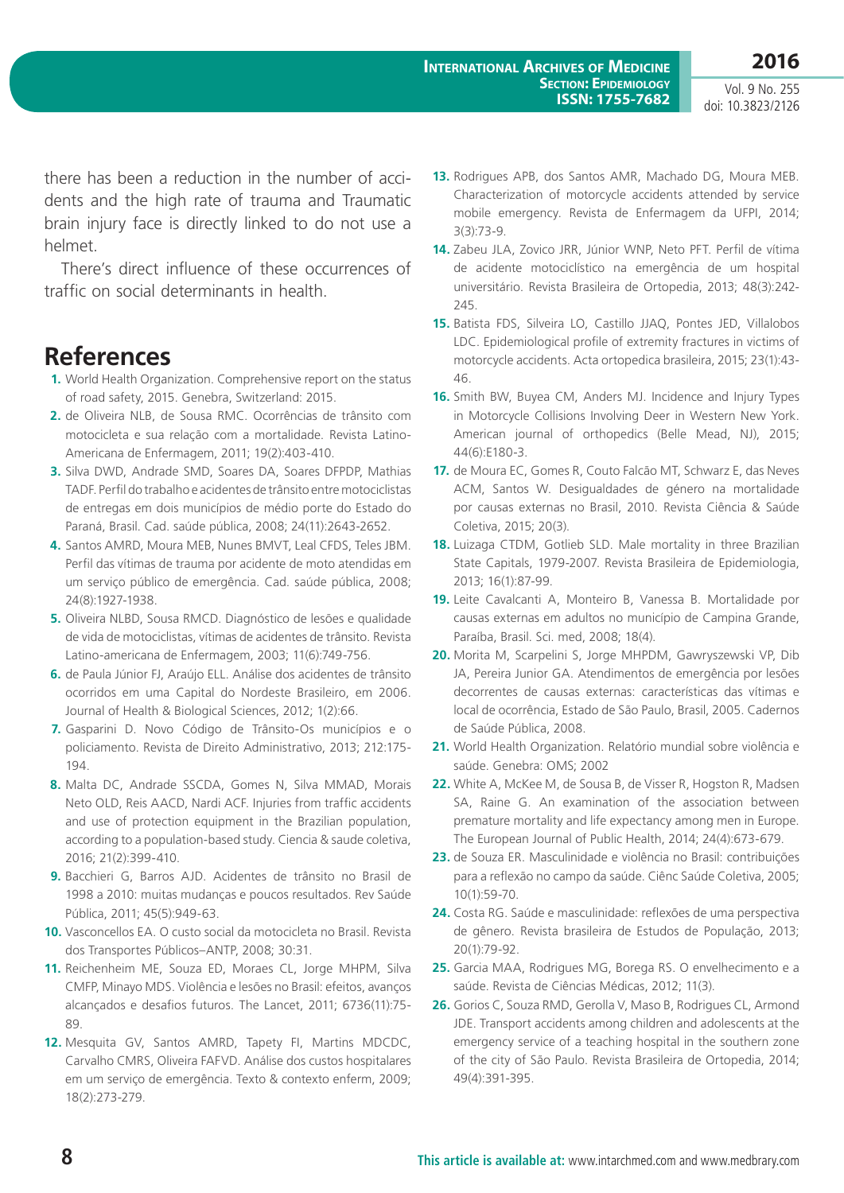there has been a reduction in the number of accidents and the high rate of trauma and Traumatic brain injury face is directly linked to do not use a helmet.

There's direct influence of these occurrences of traffic on social determinants in health.

## References

1. World Health Organization. Comprehensive report on the status of road safety, 2015. Genebra, Switzerland: 2015.
2. de Oliveira NLB, de Sousa RMC. Ocorrências de trânsito com motocicleta e sua relação com a mortalidade. Revista Latino-Americana de Enfermagem, 2011; 19(2):403-410.
3. Silva DWD, Andrade SMD, Soares DA, Soares DFPDP, Mathias TADF. Perfil do trabalho e acidentes de trânsito entre motociclistas de entregas em dois municípios de médio porte do Estado do Paraná, Brasil. Cad. saúde pública, 2008; 24(11):2643-2652.
4. Santos AMRD, Moura MEB, Nunes BMVT, Leal CFDS, Teles JBM. Perfil das vítimas de trauma por acidente de moto atendidas em um serviço público de emergência. Cad. saúde pública, 2008; 24(8):1927-1938.
5. Oliveira NLBD, Sousa RMCD. Diagnóstico de lesões e qualidade de vida de motociclistas, vítimas de acidentes de trânsito. Revista Latino-americana de Enfermagem, 2003; 11(6):749-756.
6. de Paula Júnior FJ, Araújo ELL. Análise dos acidentes de trânsito ocorridos em uma Capital do Nordeste Brasileiro, em 2006. Journal of Health & Biological Sciences, 2012; 1(2):66.
7. Gasparini D. Novo Código de Trânsito-Os municípios e o policiamento. Revista de Direito Administrativo, 2013; 212:175-194.
8. Malta DC, Andrade SSCDA, Gomes N, Silva MMAD, Morais Neto OLD, Reis AACD, Nardi ACF. Injuries from traffic accidents and use of protection equipment in the Brazilian population, according to a population-based study. Ciencia & saude coletiva, 2016; 21(2):399-410.
9. Bacchieri G, Barros AJD. Acidentes de trânsito no Brasil de 1998 a 2010: muitas mudanças e poucos resultados. Rev Saúde Pública, 2011; 45(5):949-63.
10. Vasconcellos EA. O custo social da motocicleta no Brasil. Revista dos Transportes Públicos–ANTP, 2008; 30:31.
11. Reichenheim ME, Souza ED, Moraes CL, Jorge MHPM, Silva CMFP, Minayo MDS. Violência e lesões no Brasil: efeitos, avanços alcançados e desafios futuros. The Lancet, 2011; 6736(11):75-89.
12. Mesquita GV, Santos AMRD, Tapety FI, Martins MDCDC, Carvalho CMRS, Oliveira FAFVD. Análise dos custos hospitalares em um serviço de emergência. Texto & contexto enferm, 2009; 18(2):273-279.
13. Rodrigues APB, dos Santos AMR, Machado DG, Moura MEB. Characterization of motorcycle accidents attended by service mobile emergency. Revista de Enfermagem da UFPI, 2014; 3(3):73-9.
14. Zabeu JLA, Zovico JRR, Júnior WNP, Neto PFT. Perfil de vítima de acidente motociclístico na emergência de um hospital universitário. Revista Brasileira de Ortopedia, 2013; 48(3):242-245.
15. Batista FDS, Silveira LO, Castillo JJAQ, Pontes JED, Villalobos LDC. Epidemiological profile of extremity fractures in victims of motorcycle accidents. Acta ortopedica brasileira, 2015; 23(1):43-46.
16. Smith BW, Buyea CM, Anders MJ. Incidence and Injury Types in Motorcycle Collisions Involving Deer in Western New York. American journal of orthopedics (Belle Mead, NJ), 2015; 44(6):E180-3.
17. de Moura EC, Gomes R, Couto Falcão MT, Schwarz E, das Neves ACM, Santos W. Desigualdades de gênero na mortalidade por causas externas no Brasil, 2010. Revista Ciência & Saúde Coletiva, 2015; 20(3).
18. Luizaga CTDM, Gotlieb SLD. Male mortality in three Brazilian State Capitals, 1979-2007. Revista Brasileira de Epidemiologia, 2013; 16(1):87-99.
19. Leite Cavalcanti A, Monteiro B, Vanessa B. Mortalidade por causas externas em adultos no município de Campina Grande, Paraíba, Brasil. Sci. med, 2008; 18(4).
20. Morita M, Scarpelini S, Jorge MHPDM, Gawryszewski VP, Dib JA, Pereira Junior GA. Atendimentos de emergência por lesões decorrentes de causas externas: características das vítimas e local de ocorrência, Estado de São Paulo, Brasil, 2005. Cadernos de Saúde Pública, 2008.
21. World Health Organization. Relatório mundial sobre violência e saúde. Genebra: OMS; 2002
22. White A, McKee M, de Sousa B, de Visser R, Hogston R, Madsen SA, Raine G. An examination of the association between premature mortality and life expectancy among men in Europe. The European Journal of Public Health, 2014; 24(4):673-679.
23. de Souza ER. Masculinidade e violência no Brasil: contribuições para a reflexão no campo da saúde. Ciênc Saúde Coletiva, 2005; 10(1):59-70.
24. Costa RG. Saúde e masculinidade: reflexões de uma perspectiva de gênero. Revista brasileira de Estudos de População, 2013; 20(1):79-92.
25. Garcia MAA, Rodrigues MG, Borega RS. O envelhecimento e a saúde. Revista de Ciências Médicas, 2012; 11(3).
26. Gorios C, Souza RMD, Gerolla V, Maso B, Rodrigues CL, Armond JDE. Transport accidents among children and adolescents at the emergency service of a teaching hospital in the southern zone of the city of São Paulo. Revista Brasileira de Ortopedia, 2014; 49(4):391-395.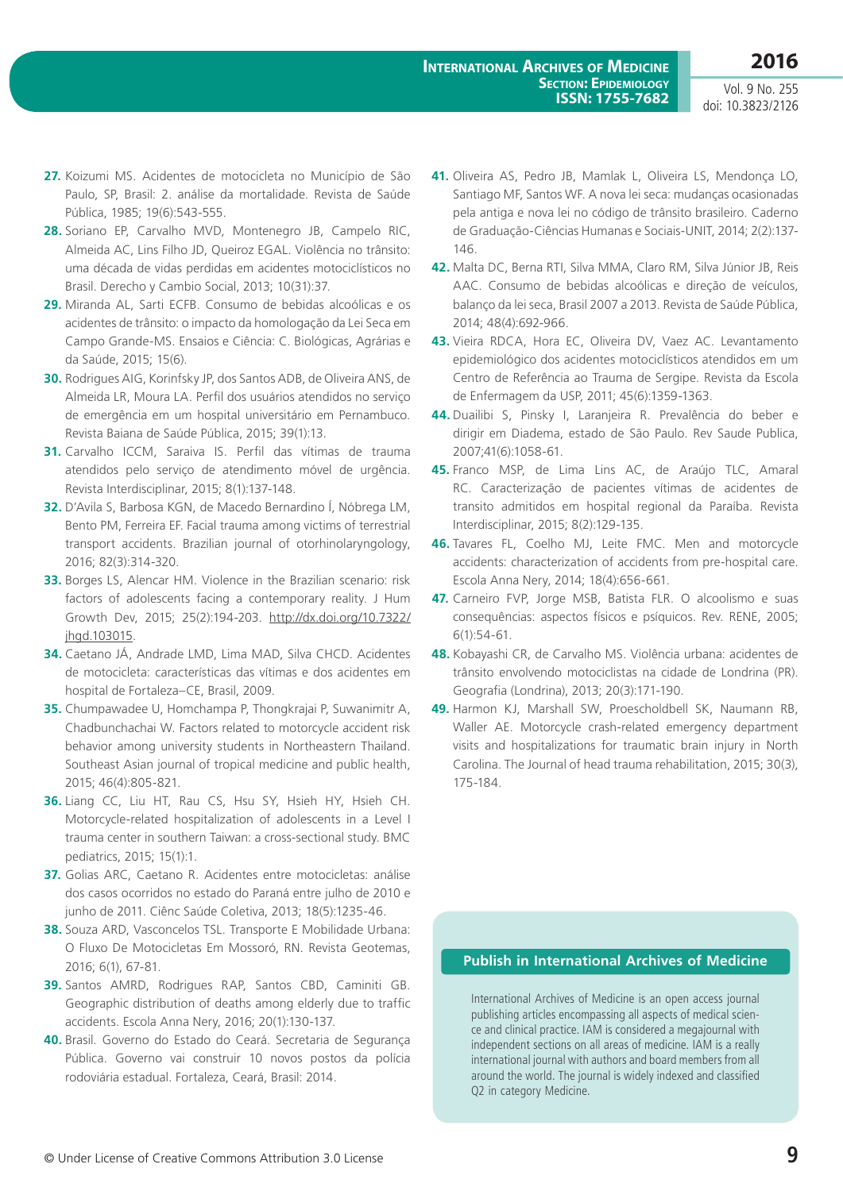27. Koizumi MS. Acidentes de motocicleta no Município de São Paulo, SP, Brasil: 2. análise da mortalidade. Revista de Saúde Pública, 1985; 19(6):543-555.
28. Soriano EP, Carvalho MVD, Montenegro JB, Campelo RIC, Almeida AC, Lins Filho JD, Queiroz EGAL. Violência no trânsito: uma década de vidas perdidas em acidentes motociclísticos no Brasil. Derecho y Cambio Social, 2013; 10(31):37.
29. Miranda AL, Sarti ECFB. Consumo de bebidas alcoólicas e os acidentes de trânsito: o impacto da homologação da Lei Seca em Campo Grande-MS. Ensaios e Ciência: C. Biológicas, Agrárias e da Saúde, 2015; 15(6).
30. Rodrigues AIG, Korinfsky JP, dos Santos ADB, de Oliveira ANS, de Almeida LR, Moura LA. Perfil dos usuários atendidos no serviço de emergência em um hospital universitário em Pernambuco. Revista Baiana de Saúde Pública, 2015; 39(1):13.
31. Carvalho ICCM, Saraiva IS. Perfil das vítimas de trauma atendidos pelo serviço de atendimento móvel de urgência. Revista Interdisciplinar, 2015; 8(1):137-148.
32. D'Avila S, Barbosa KGN, de Macedo Bernardino Í, Nóbrega LM, Bento PM, Ferreira EF. Facial trauma among victims of terrestrial transport accidents. Brazilian journal of otorhinolaryngology, 2016; 82(3):314-320.
33. Borges LS, Alencar HM. Violence in the Brazilian scenario: risk factors of adolescents facing a contemporary reality. J Hum Growth Dev, 2015; 25(2):194-203. http://dx.doi.org/10.7322/jhgd.103015.
34. Caetano JÁ, Andrade LMD, Lima MAD, Silva CHCD. Acidentes de motocicleta: características das vítimas e dos acidentes em hospital de Fortaleza–CE, Brasil, 2009.
35. Chumpawadee U, Homchampa P, Thongkrajai P, Suwanimitr A, Chadbunchachai W. Factors related to motorcycle accident risk behavior among university students in Northeastern Thailand. Southeast Asian journal of tropical medicine and public health, 2015; 46(4):805-821.
36. Liang CC, Liu HT, Rau CS, Hsu SY, Hsieh HY, Hsieh CH. Motorcycle-related hospitalization of adolescents in a Level I trauma center in southern Taiwan: a cross-sectional study. BMC pediatrics, 2015; 15(1):1.
37. Golias ARC, Caetano R. Acidentes entre motocicletas: análise dos casos ocorridos no estado do Paraná entre julho de 2010 e junho de 2011. Ciênc Saúde Coletiva, 2013; 18(5):1235-46.
38. Souza ARD, Vasconcelos TSL. Transporte E Mobilidade Urbana: O Fluxo De Motocicletas Em Mossoró, RN. Revista Geotemas, 2016; 6(1), 67-81.
39. Santos AMRD, Rodrigues RAP, Santos CBD, Caminiti GB. Geographic distribution of deaths among elderly due to traffic accidents. Escola Anna Nery, 2016; 20(1):130-137.
40. Brasil. Governo do Estado do Ceará. Secretaria de Segurança Pública. Governo vai construir 10 novos postos da polícia rodoviária estadual. Fortaleza, Ceará, Brasil: 2014.
41. Oliveira AS, Pedro JB, Mamlak L, Oliveira LS, Mendonça LO, Santiago MF, Santos WF. A nova lei seca: mudanças ocasionadas pela antiga e nova lei no código de trânsito brasileiro. Caderno de Graduação-Ciências Humanas e Sociais-UNIT, 2014; 2(2):137-146.
42. Malta DC, Berna RTI, Silva MMA, Claro RM, Silva Júnior JB, Reis AAC. Consumo de bebidas alcoólicas e direção de veículos, balanço da lei seca, Brasil 2007 a 2013. Revista de Saúde Pública, 2014; 48(4):692-966.
43. Vieira RDCA, Hora EC, Oliveira DV, Vaez AC. Levantamento epidemiológico dos acidentes motociclísticos atendidos em um Centro de Referência ao Trauma de Sergipe. Revista da Escola de Enfermagem da USP, 2011; 45(6):1359-1363.
44. Duailibi S, Pinsky I, Laranjeira R. Prevalência do beber e dirigir em Diadema, estado de São Paulo. Rev Saude Publica, 2007;41(6):1058-61.
45. Franco MSP, de Lima Lins AC, de Araújo TLC, Amaral RC. Caracterização de pacientes vítimas de acidentes de transito admitidos em hospital regional da Paraíba. Revista Interdisciplinar, 2015; 8(2):129-135.
46. Tavares FL, Coelho MJ, Leite FMC. Men and motorcycle accidents: characterization of accidents from pre-hospital care. Escola Anna Nery, 2014; 18(4):656-661.
47. Carneiro FVP, Jorge MSB, Batista FLR. O alcoolismo e suas consequências: aspectos físicos e psíquicos. Rev. RENE, 2005; 6(1):54-61.
48. Kobayashi CR, de Carvalho MS. Violência urbana: acidentes de trânsito envolvendo motociclistas na cidade de Londrina (PR). Geografia (Londrina), 2013; 20(3):171-190.
49. Harmon KJ, Marshall SW, Proescholdbell SK, Naumann RB, Waller AE. Motorcycle crash-related emergency department visits and hospitalizations for traumatic brain injury in North Carolina. The Journal of head trauma rehabilitation, 2015; 30(3), 175-184.

**Publish in International Archives of Medicine**

International Archives of Medicine is an open access journal publishing articles encompassing all aspects of medical science and clinical practice. IAM is considered a megajournal with independent sections on all areas of medicine. IAM is a really international journal with authors and board members from all around the world. The journal is widely indexed and classified Q2 in category Medicine.